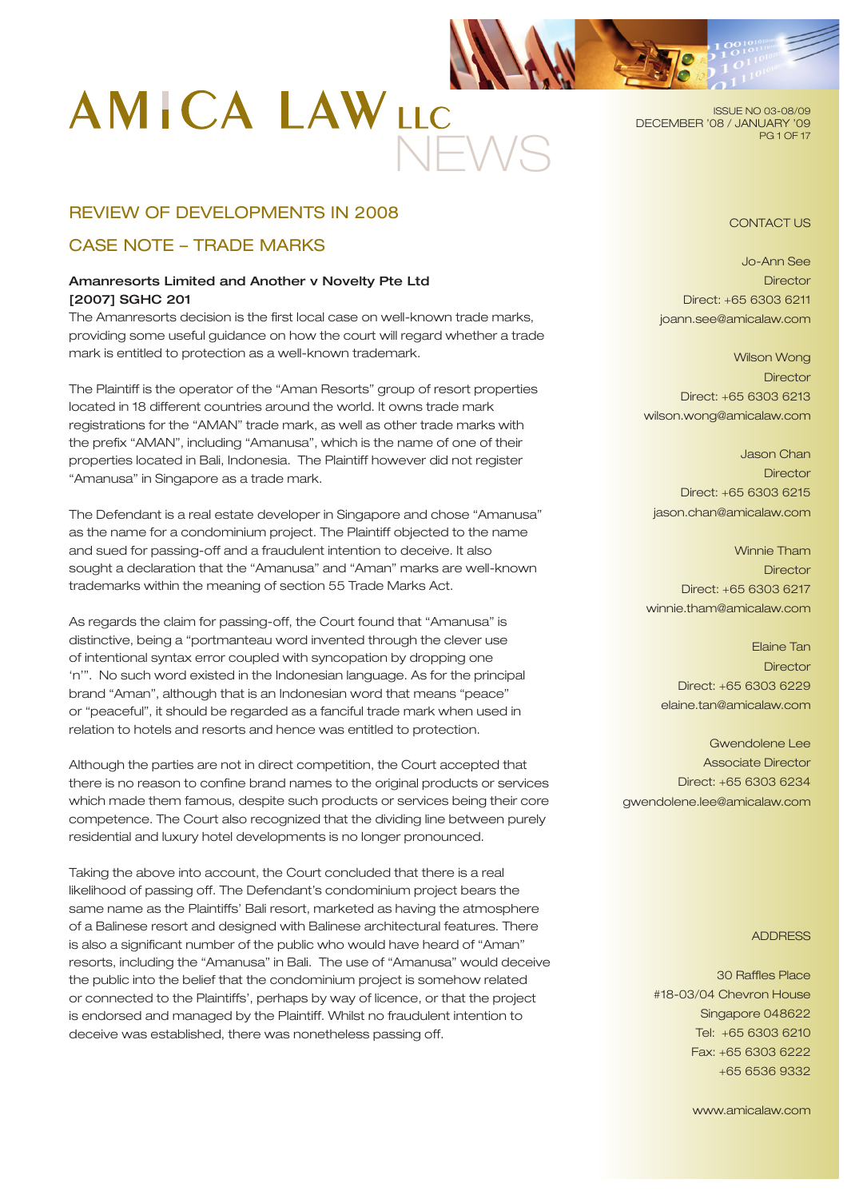# AMICA LAW LLC NEWS

ISSUE NO 03-08/09
DECEMBER '08 / JANUARY '09

## REVIEW OF DEVELOPMENTS IN 2008

## CASE NOTE – TRADE MARKS

**Amanresorts Limited and Another v Novelty Pte Ltd**
**[2007] SGHC 201**

The Amanresorts decision is the first local case on well-known trade marks, providing some useful guidance on how the court will regard whether a trade mark is entitled to protection as a well-known trademark.

The Plaintiff is the operator of the "Aman Resorts" group of resort properties located in 18 different countries around the world. It owns trade mark registrations for the "AMAN" trade mark, as well as other trade marks with the prefix "AMAN", including "Amanusa", which is the name of one of their properties located in Bali, Indonesia. The Plaintiff however did not register "Amanusa" in Singapore as a trade mark.

The Defendant is a real estate developer in Singapore and chose "Amanusa" as the name for a condominium project. The Plaintiff objected to the name and sued for passing-off and a fraudulent intention to deceive. It also sought a declaration that the "Amanusa" and "Aman" marks are well-known trademarks within the meaning of section 55 Trade Marks Act.

As regards the claim for passing-off, the Court found that "Amanusa" is distinctive, being a "portmanteau word invented through the clever use of intentional syntax error coupled with syncopation by dropping one 'n'". No such word existed in the Indonesian language. As for the principal brand "Aman", although that is an Indonesian word that means "peace" or "peaceful", it should be regarded as a fanciful trade mark when used in relation to hotels and resorts and hence was entitled to protection.

Although the parties are not in direct competition, the Court accepted that there is no reason to confine brand names to the original products or services which made them famous, despite such products or services being their core competence. The Court also recognized that the dividing line between purely residential and luxury hotel developments is no longer pronounced.

Taking the above into account, the Court concluded that there is a real likelihood of passing off. The Defendant's condominium project bears the same name as the Plaintiffs' Bali resort, marketed as having the atmosphere of a Balinese resort and designed with Balinese architectural features. There is also a significant number of the public who would have heard of "Aman" resorts, including the "Amanusa" in Bali. The use of "Amanusa" would deceive the public into the belief that the condominium project is somehow related or connected to the Plaintiffs', perhaps by way of licence, or that the project is endorsed and managed by the Plaintiff. Whilst no fraudulent intention to deceive was established, there was nonetheless passing off.

### CONTACT US

Jo-Ann See
Director
Direct: +65 6303 6211
joann.see@amicalaw.com

Wilson Wong
Director
Direct: +65 6303 6213
wilson.wong@amicalaw.com

Jason Chan
Director
Direct: +65 6303 6215
jason.chan@amicalaw.com

Winnie Tham
Director
Direct: +65 6303 6217
winnie.tham@amicalaw.com

Elaine Tan
Director
Direct: +65 6303 6229
elaine.tan@amicalaw.com

Gwendolene Lee
Associate Director
Direct: +65 6303 6234
gwendolene.lee@amicalaw.com

### ADDRESS

30 Raffles Place
#18-03/04 Chevron House
Singapore 048622
Tel: +65 6303 6210
Fax: +65 6303 6222
+65 6536 9332

www.amicalaw.com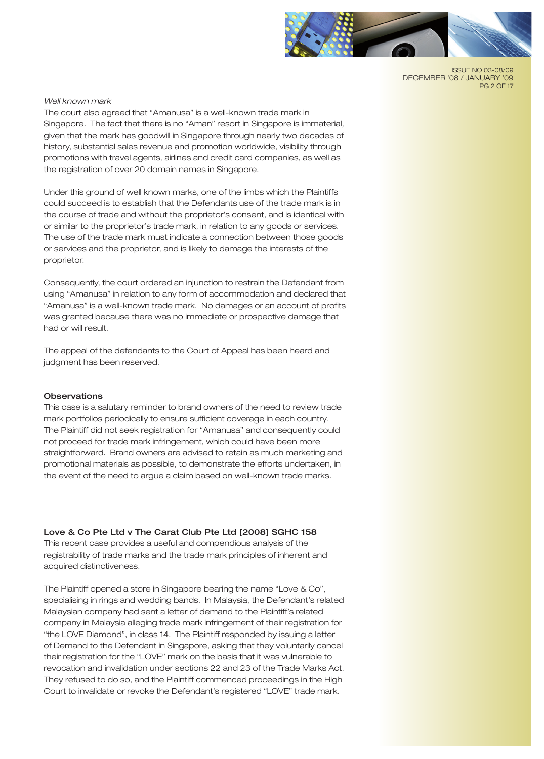*Well known mark*

The court also agreed that "Amanusa" is a well-known trade mark in Singapore. The fact that there is no "Aman" resort in Singapore is immaterial, given that the mark has goodwill in Singapore through nearly two decades of history, substantial sales revenue and promotion worldwide, visibility through promotions with travel agents, airlines and credit card companies, as well as the registration of over 20 domain names in Singapore.

Under this ground of well known marks, one of the limbs which the Plaintiffs could succeed is to establish that the Defendants use of the trade mark is in the course of trade and without the proprietor's consent, and is identical with or similar to the proprietor's trade mark, in relation to any goods or services. The use of the trade mark must indicate a connection between those goods or services and the proprietor, and is likely to damage the interests of the proprietor.

Consequently, the court ordered an injunction to restrain the Defendant from using "Amanusa" in relation to any form of accommodation and declared that "Amanusa" is a well-known trade mark. No damages or an account of profits was granted because there was no immediate or prospective damage that had or will result.

The appeal of the defendants to the Court of Appeal has been heard and judgment has been reserved.

**Observations**

This case is a salutary reminder to brand owners of the need to review trade mark portfolios periodically to ensure sufficient coverage in each country. The Plaintiff did not seek registration for "Amanusa" and consequently could not proceed for trade mark infringement, which could have been more straightforward. Brand owners are advised to retain as much marketing and promotional materials as possible, to demonstrate the efforts undertaken, in the event of the need to argue a claim based on well-known trade marks.

**Love & Co Pte Ltd v The Carat Club Pte Ltd [2008] SGHC 158**

This recent case provides a useful and compendious analysis of the registrability of trade marks and the trade mark principles of inherent and acquired distinctiveness.

The Plaintiff opened a store in Singapore bearing the name "Love & Co", specialising in rings and wedding bands. In Malaysia, the Defendant's related Malaysian company had sent a letter of demand to the Plaintiff's related company in Malaysia alleging trade mark infringement of their registration for "the LOVE Diamond", in class 14. The Plaintiff responded by issuing a letter of Demand to the Defendant in Singapore, asking that they voluntarily cancel their registration for the "LOVE" mark on the basis that it was vulnerable to revocation and invalidation under sections 22 and 23 of the Trade Marks Act. They refused to do so, and the Plaintiff commenced proceedings in the High Court to invalidate or revoke the Defendant's registered "LOVE" trade mark.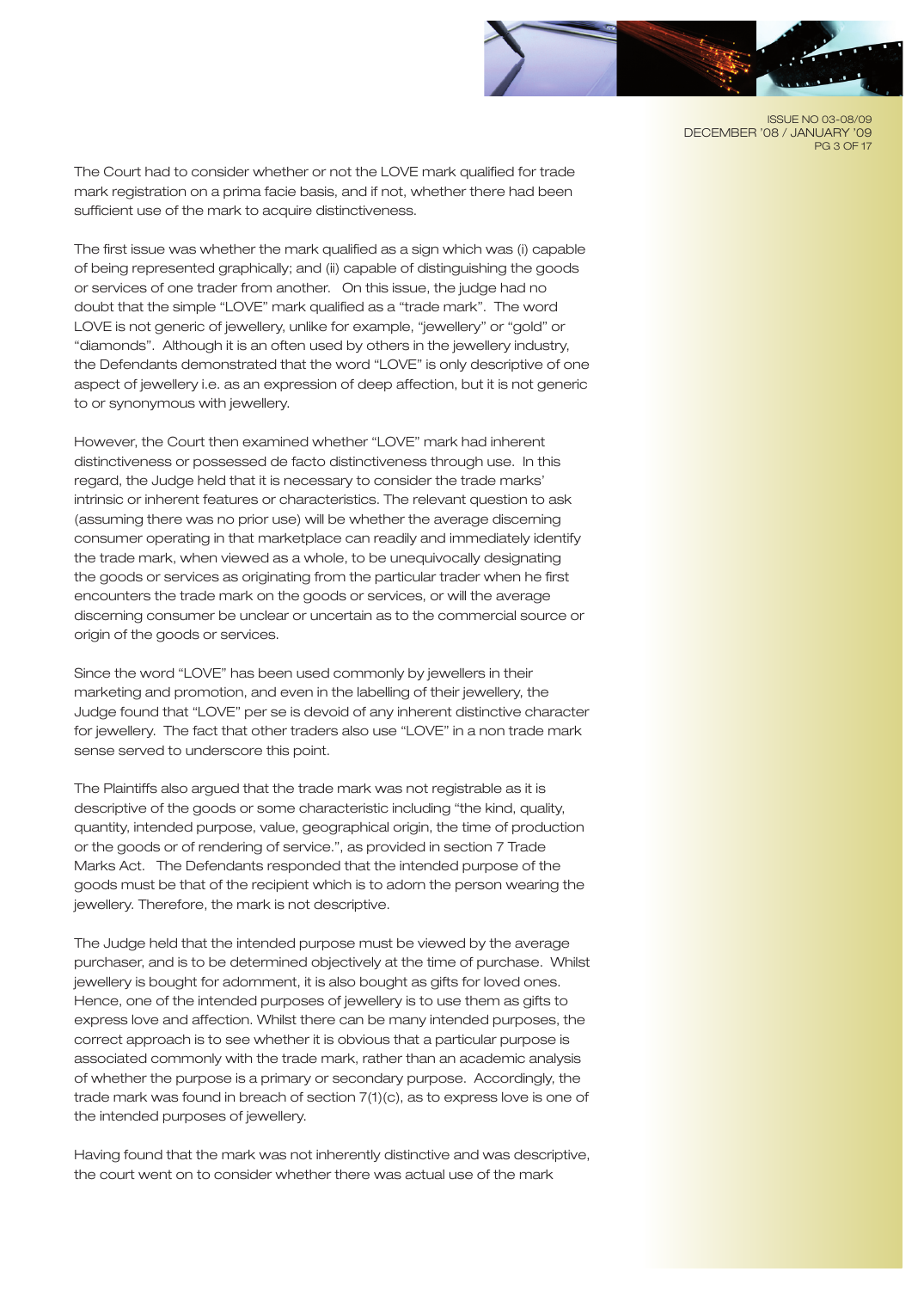The Court had to consider whether or not the LOVE mark qualified for trade mark registration on a prima facie basis, and if not, whether there had been sufficient use of the mark to acquire distinctiveness.

The first issue was whether the mark qualified as a sign which was (i) capable of being represented graphically; and (ii) capable of distinguishing the goods or services of one trader from another. On this issue, the judge had no doubt that the simple "LOVE" mark qualified as a "trade mark". The word LOVE is not generic of jewellery, unlike for example, "jewellery" or "gold" or "diamonds". Although it is an often used by others in the jewellery industry, the Defendants demonstrated that the word "LOVE" is only descriptive of one aspect of jewellery i.e. as an expression of deep affection, but it is not generic to or synonymous with jewellery.

However, the Court then examined whether "LOVE" mark had inherent distinctiveness or possessed de facto distinctiveness through use. In this regard, the Judge held that it is necessary to consider the trade marks' intrinsic or inherent features or characteristics. The relevant question to ask (assuming there was no prior use) will be whether the average discerning consumer operating in that marketplace can readily and immediately identify the trade mark, when viewed as a whole, to be unequivocally designating the goods or services as originating from the particular trader when he first encounters the trade mark on the goods or services, or will the average discerning consumer be unclear or uncertain as to the commercial source or origin of the goods or services.

Since the word "LOVE" has been used commonly by jewellers in their marketing and promotion, and even in the labelling of their jewellery, the Judge found that "LOVE" per se is devoid of any inherent distinctive character for jewellery. The fact that other traders also use "LOVE" in a non trade mark sense served to underscore this point.

The Plaintiffs also argued that the trade mark was not registrable as it is descriptive of the goods or some characteristic including "the kind, quality, quantity, intended purpose, value, geographical origin, the time of production or the goods or of rendering of service.", as provided in section 7 Trade Marks Act. The Defendants responded that the intended purpose of the goods must be that of the recipient which is to adorn the person wearing the jewellery. Therefore, the mark is not descriptive.

The Judge held that the intended purpose must be viewed by the average purchaser, and is to be determined objectively at the time of purchase. Whilst jewellery is bought for adornment, it is also bought as gifts for loved ones. Hence, one of the intended purposes of jewellery is to use them as gifts to express love and affection. Whilst there can be many intended purposes, the correct approach is to see whether it is obvious that a particular purpose is associated commonly with the trade mark, rather than an academic analysis of whether the purpose is a primary or secondary purpose. Accordingly, the trade mark was found in breach of section 7(1)(c), as to express love is one of the intended purposes of jewellery.

Having found that the mark was not inherently distinctive and was descriptive, the court went on to consider whether there was actual use of the mark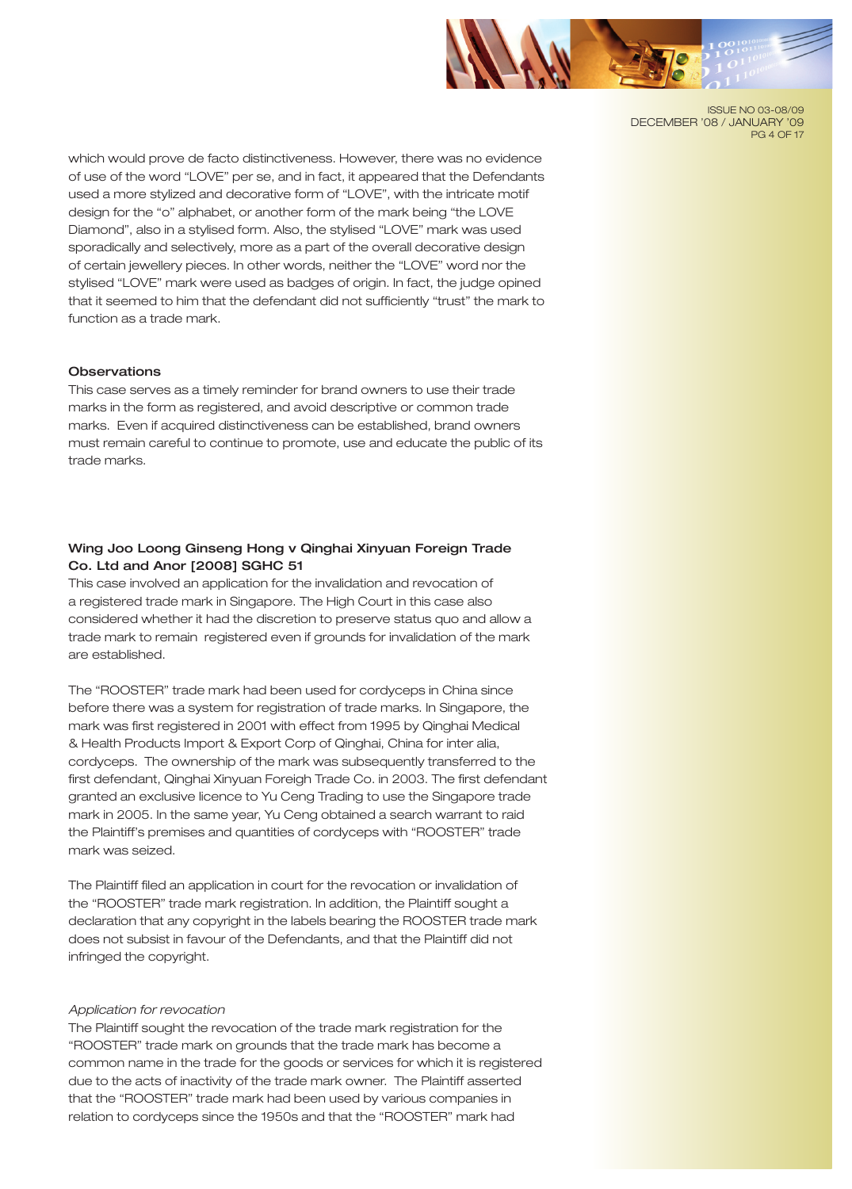which would prove de facto distinctiveness. However, there was no evidence of use of the word "LOVE" per se, and in fact, it appeared that the Defendants used a more stylized and decorative form of "LOVE", with the intricate motif design for the "o" alphabet, or another form of the mark being "the LOVE Diamond", also in a stylised form. Also, the stylised "LOVE" mark was used sporadically and selectively, more as a part of the overall decorative design of certain jewellery pieces. In other words, neither the "LOVE" word nor the stylised "LOVE" mark were used as badges of origin. In fact, the judge opined that it seemed to him that the defendant did not sufficiently "trust" the mark to function as a trade mark.

### Observations

This case serves as a timely reminder for brand owners to use their trade marks in the form as registered, and avoid descriptive or common trade marks. Even if acquired distinctiveness can be established, brand owners must remain careful to continue to promote, use and educate the public of its trade marks.

### Wing Joo Loong Ginseng Hong v Qinghai Xinyuan Foreign Trade Co. Ltd and Anor [2008] SGHC 51

This case involved an application for the invalidation and revocation of a registered trade mark in Singapore. The High Court in this case also considered whether it had the discretion to preserve status quo and allow a trade mark to remain registered even if grounds for invalidation of the mark are established.

The "ROOSTER" trade mark had been used for cordyceps in China since before there was a system for registration of trade marks. In Singapore, the mark was first registered in 2001 with effect from 1995 by Qinghai Medical & Health Products Import & Export Corp of Qinghai, China for inter alia, cordyceps. The ownership of the mark was subsequently transferred to the first defendant, Qinghai Xinyuan Foreign Trade Co. in 2003. The first defendant granted an exclusive licence to Yu Ceng Trading to use the Singapore trade mark in 2005. In the same year, Yu Ceng obtained a search warrant to raid the Plaintiff's premises and quantities of cordyceps with "ROOSTER" trade mark was seized.

The Plaintiff filed an application in court for the revocation or invalidation of the "ROOSTER" trade mark registration. In addition, the Plaintiff sought a declaration that any copyright in the labels bearing the ROOSTER trade mark does not subsist in favour of the Defendants, and that the Plaintiff did not infringed the copyright.

*Application for revocation*

The Plaintiff sought the revocation of the trade mark registration for the "ROOSTER" trade mark on grounds that the trade mark has become a common name in the trade for the goods or services for which it is registered due to the acts of inactivity of the trade mark owner. The Plaintiff asserted that the "ROOSTER" trade mark had been used by various companies in relation to cordyceps since the 1950s and that the "ROOSTER" mark had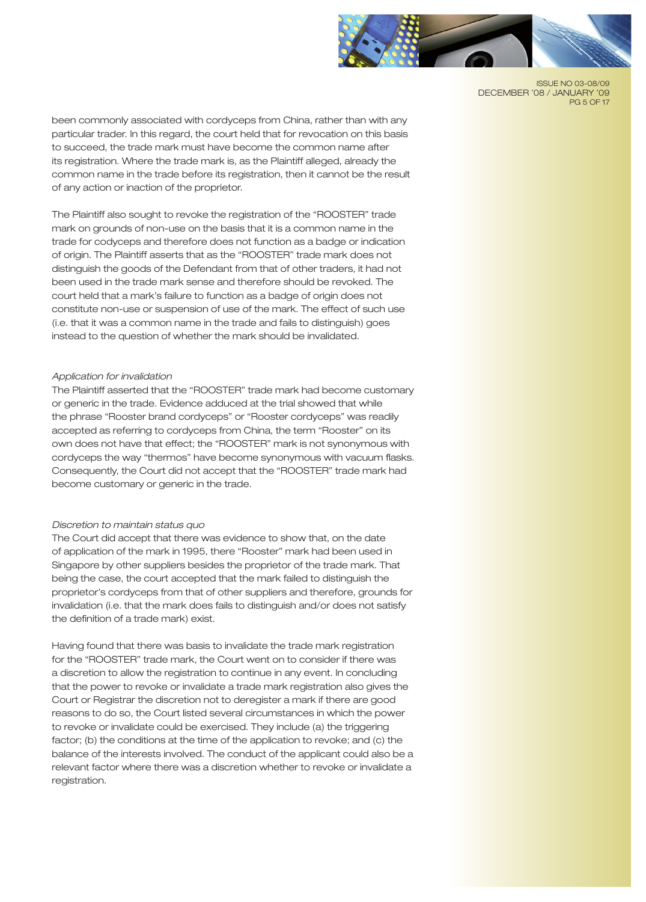been commonly associated with cordyceps from China, rather than with any particular trader. In this regard, the court held that for revocation on this basis to succeed, the trade mark must have become the common name after its registration. Where the trade mark is, as the Plaintiff alleged, already the common name in the trade before its registration, then it cannot be the result of any action or inaction of the proprietor.

The Plaintiff also sought to revoke the registration of the "ROOSTER" trade mark on grounds of non-use on the basis that it is a common name in the trade for codyceps and therefore does not function as a badge or indication of origin. The Plaintiff asserts that as the "ROOSTER" trade mark does not distinguish the goods of the Defendant from that of other traders, it had not been used in the trade mark sense and therefore should be revoked. The court held that a mark's failure to function as a badge of origin does not constitute non-use or suspension of use of the mark. The effect of such use (i.e. that it was a common name in the trade and fails to distinguish) goes instead to the question of whether the mark should be invalidated.

*Application for invalidation*

The Plaintiff asserted that the "ROOSTER" trade mark had become customary or generic in the trade. Evidence adduced at the trial showed that while the phrase "Rooster brand cordyceps" or "Rooster cordyceps" was readily accepted as referring to cordyceps from China, the term "Rooster" on its own does not have that effect; the "ROOSTER" mark is not synonymous with cordyceps the way "thermos" have become synonymous with vacuum flasks. Consequently, the Court did not accept that the "ROOSTER" trade mark had become customary or generic in the trade.

*Discretion to maintain status quo*

The Court did accept that there was evidence to show that, on the date of application of the mark in 1995, there "Rooster" mark had been used in Singapore by other suppliers besides the proprietor of the trade mark. That being the case, the court accepted that the mark failed to distinguish the proprietor's cordyceps from that of other suppliers and therefore, grounds for invalidation (i.e. that the mark does fails to distinguish and/or does not satisfy the definition of a trade mark) exist.

Having found that there was basis to invalidate the trade mark registration for the "ROOSTER" trade mark, the Court went on to consider if there was a discretion to allow the registration to continue in any event. In concluding that the power to revoke or invalidate a trade mark registration also gives the Court or Registrar the discretion not to deregister a mark if there are good reasons to do so, the Court listed several circumstances in which the power to revoke or invalidate could be exercised. They include (a) the triggering factor; (b) the conditions at the time of the application to revoke; and (c) the balance of the interests involved. The conduct of the applicant could also be a relevant factor where there was a discretion whether to revoke or invalidate a registration.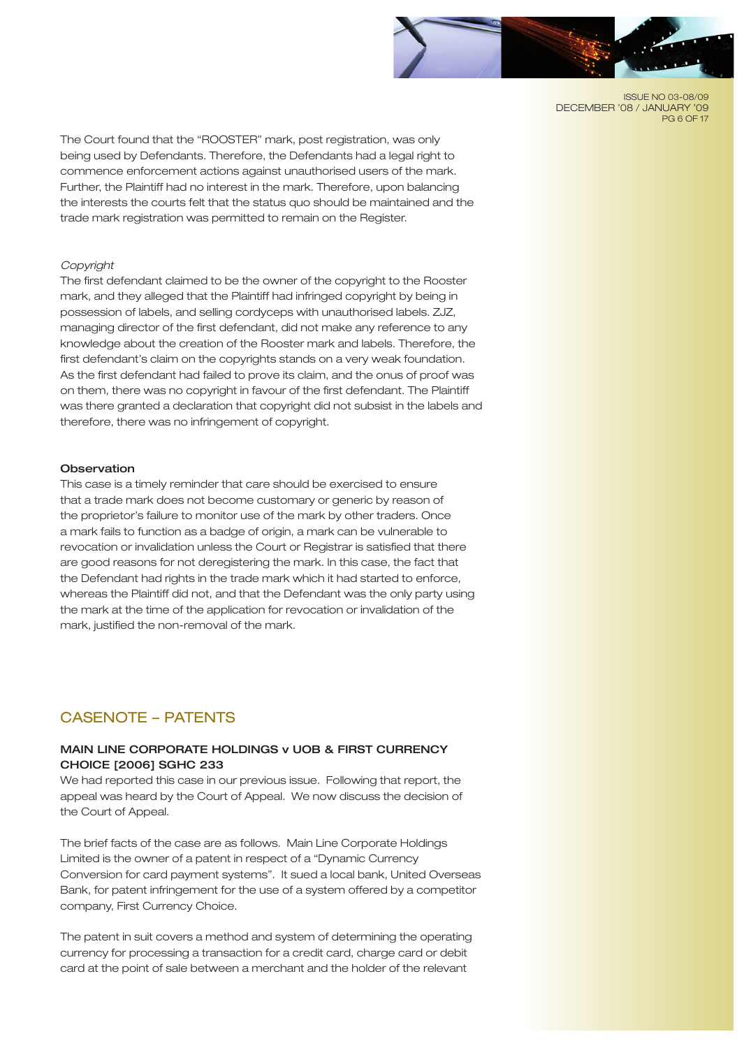The Court found that the "ROOSTER" mark, post registration, was only being used by Defendants. Therefore, the Defendants had a legal right to commence enforcement actions against unauthorised users of the mark. Further, the Plaintiff had no interest in the mark. Therefore, upon balancing the interests the courts felt that the status quo should be maintained and the trade mark registration was permitted to remain on the Register.

*Copyright*

The first defendant claimed to be the owner of the copyright to the Rooster mark, and they alleged that the Plaintiff had infringed copyright by being in possession of labels, and selling cordyceps with unauthorised labels. ZJZ, managing director of the first defendant, did not make any reference to any knowledge about the creation of the Rooster mark and labels. Therefore, the first defendant's claim on the copyrights stands on a very weak foundation. As the first defendant had failed to prove its claim, and the onus of proof was on them, there was no copyright in favour of the first defendant. The Plaintiff was there granted a declaration that copyright did not subsist in the labels and therefore, there was no infringement of copyright.

**Observation**

This case is a timely reminder that care should be exercised to ensure that a trade mark does not become customary or generic by reason of the proprietor's failure to monitor use of the mark by other traders. Once a mark fails to function as a badge of origin, a mark can be vulnerable to revocation or invalidation unless the Court or Registrar is satisfied that there are good reasons for not deregistering the mark. In this case, the fact that the Defendant had rights in the trade mark which it had started to enforce, whereas the Plaintiff did not, and that the Defendant was the only party using the mark at the time of the application for revocation or invalidation of the mark, justified the non-removal of the mark.

## CASENOTE – PATENTS

**MAIN LINE CORPORATE HOLDINGS v UOB & FIRST CURRENCY CHOICE [2006] SGHC 233**

We had reported this case in our previous issue. Following that report, the appeal was heard by the Court of Appeal. We now discuss the decision of the Court of Appeal.

The brief facts of the case are as follows. Main Line Corporate Holdings Limited is the owner of a patent in respect of a "Dynamic Currency Conversion for card payment systems". It sued a local bank, United Overseas Bank, for patent infringement for the use of a system offered by a competitor company, First Currency Choice.

The patent in suit covers a method and system of determining the operating currency for processing a transaction for a credit card, charge card or debit card at the point of sale between a merchant and the holder of the relevant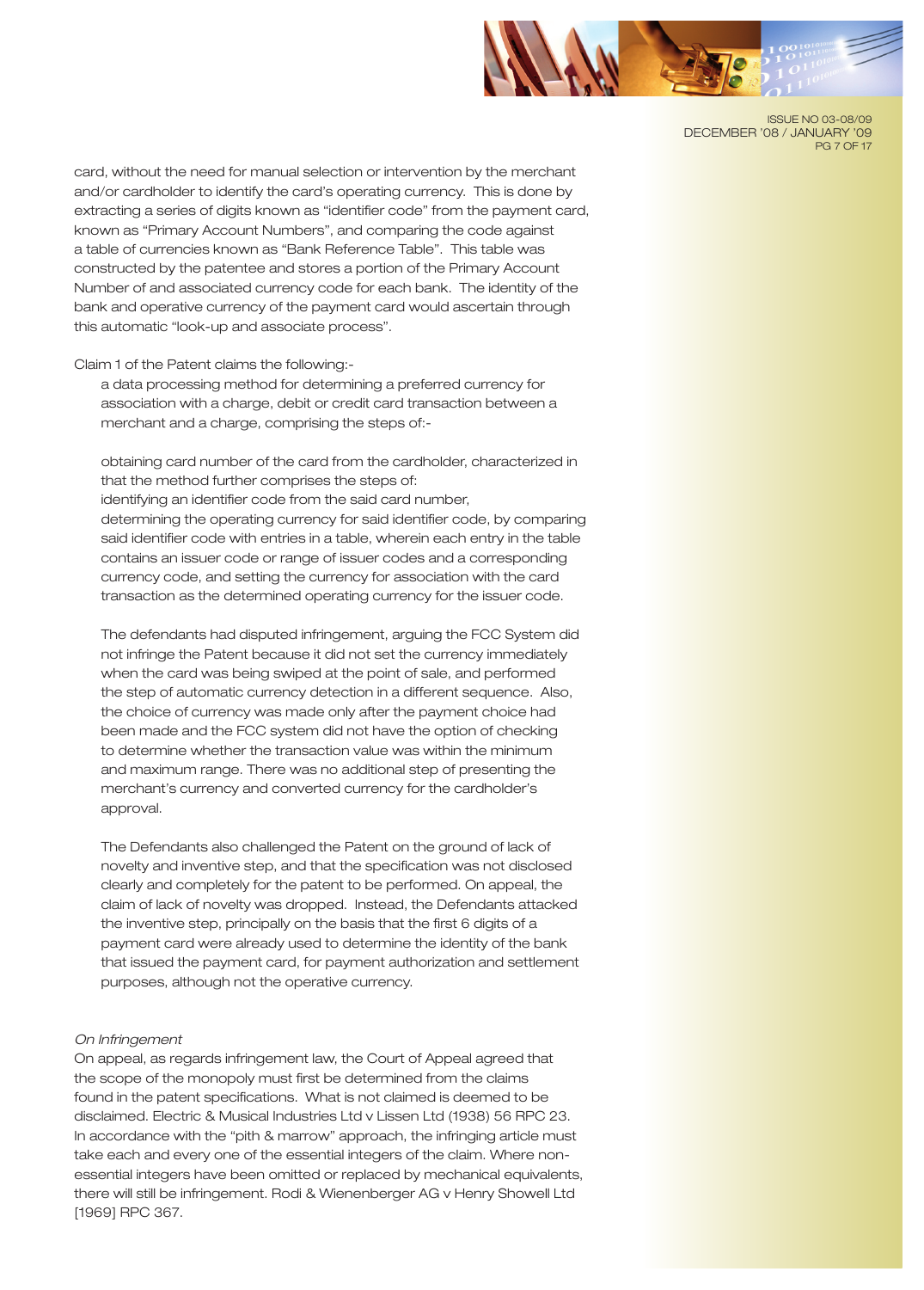card, without the need for manual selection or intervention by the merchant and/or cardholder to identify the card's operating currency. This is done by extracting a series of digits known as "identifier code" from the payment card, known as "Primary Account Numbers", and comparing the code against a table of currencies known as "Bank Reference Table". This table was constructed by the patentee and stores a portion of the Primary Account Number of and associated currency code for each bank. The identity of the bank and operative currency of the payment card would ascertain through this automatic "look-up and associate process".

Claim 1 of the Patent claims the following:-

> a data processing method for determining a preferred currency for association with a charge, debit or credit card transaction between a merchant and a charge, comprising the steps of:-
>
> obtaining card number of the card from the cardholder, characterized in that the method further comprises the steps of:
> identifying an identifier code from the said card number,
> determining the operating currency for said identifier code, by comparing said identifier code with entries in a table, wherein each entry in the table contains an issuer code or range of issuer codes and a corresponding currency code, and setting the currency for association with the card transaction as the determined operating currency for the issuer code.

The defendants had disputed infringement, arguing the FCC System did not infringe the Patent because it did not set the currency immediately when the card was being swiped at the point of sale, and performed the step of automatic currency detection in a different sequence. Also, the choice of currency was made only after the payment choice had been made and the FCC system did not have the option of checking to determine whether the transaction value was within the minimum and maximum range. There was no additional step of presenting the merchant's currency and converted currency for the cardholder's approval.

The Defendants also challenged the Patent on the ground of lack of novelty and inventive step, and that the specification was not disclosed clearly and completely for the patent to be performed. On appeal, the claim of lack of novelty was dropped. Instead, the Defendants attacked the inventive step, principally on the basis that the first 6 digits of a payment card were already used to determine the identity of the bank that issued the payment card, for payment authorization and settlement purposes, although not the operative currency.

*On Infringement*

On appeal, as regards infringement law, the Court of Appeal agreed that the scope of the monopoly must first be determined from the claims found in the patent specifications. What is not claimed is deemed to be disclaimed. Electric & Musical Industries Ltd v Lissen Ltd (1938) 56 RPC 23. In accordance with the "pith & marrow" approach, the infringing article must take each and every one of the essential integers of the claim. Where non-essential integers have been omitted or replaced by mechanical equivalents, there will still be infringement. Rodi & Wienenberger AG v Henry Showell Ltd [1969] RPC 367.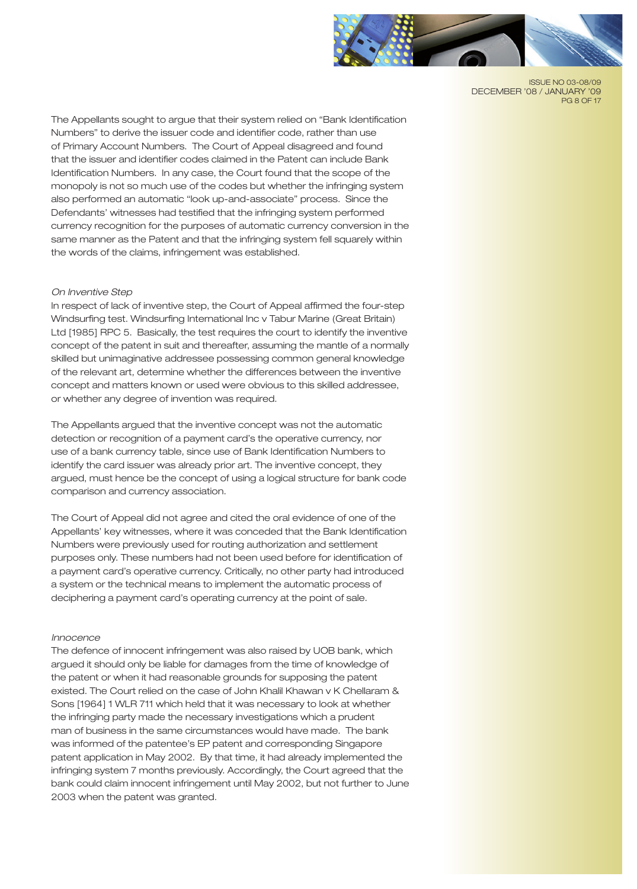The Appellants sought to argue that their system relied on "Bank Identification Numbers" to derive the issuer code and identifier code, rather than use of Primary Account Numbers. The Court of Appeal disagreed and found that the issuer and identifier codes claimed in the Patent can include Bank Identification Numbers. In any case, the Court found that the scope of the monopoly is not so much use of the codes but whether the infringing system also performed an automatic "look up-and-associate" process. Since the Defendants' witnesses had testified that the infringing system performed currency recognition for the purposes of automatic currency conversion in the same manner as the Patent and that the infringing system fell squarely within the words of the claims, infringement was established.

*On Inventive Step*

In respect of lack of inventive step, the Court of Appeal affirmed the four-step Windsurfing test. Windsurfing International Inc v Tabur Marine (Great Britain) Ltd [1985] RPC 5. Basically, the test requires the court to identify the inventive concept of the patent in suit and thereafter, assuming the mantle of a normally skilled but unimaginative addressee possessing common general knowledge of the relevant art, determine whether the differences between the inventive concept and matters known or used were obvious to this skilled addressee, or whether any degree of invention was required.

The Appellants argued that the inventive concept was not the automatic detection or recognition of a payment card's the operative currency, nor use of a bank currency table, since use of Bank Identification Numbers to identify the card issuer was already prior art. The inventive concept, they argued, must hence be the concept of using a logical structure for bank code comparison and currency association.

The Court of Appeal did not agree and cited the oral evidence of one of the Appellants' key witnesses, where it was conceded that the Bank Identification Numbers were previously used for routing authorization and settlement purposes only. These numbers had not been used before for identification of a payment card's operative currency. Critically, no other party had introduced a system or the technical means to implement the automatic process of deciphering a payment card's operating currency at the point of sale.

*Innocence*

The defence of innocent infringement was also raised by UOB bank, which argued it should only be liable for damages from the time of knowledge of the patent or when it had reasonable grounds for supposing the patent existed. The Court relied on the case of John Khalil Khawan v K Chellaram & Sons [1964] 1 WLR 711 which held that it was necessary to look at whether the infringing party made the necessary investigations which a prudent man of business in the same circumstances would have made. The bank was informed of the patentee's EP patent and corresponding Singapore patent application in May 2002. By that time, it had already implemented the infringing system 7 months previously. Accordingly, the Court agreed that the bank could claim innocent infringement until May 2002, but not further to June 2003 when the patent was granted.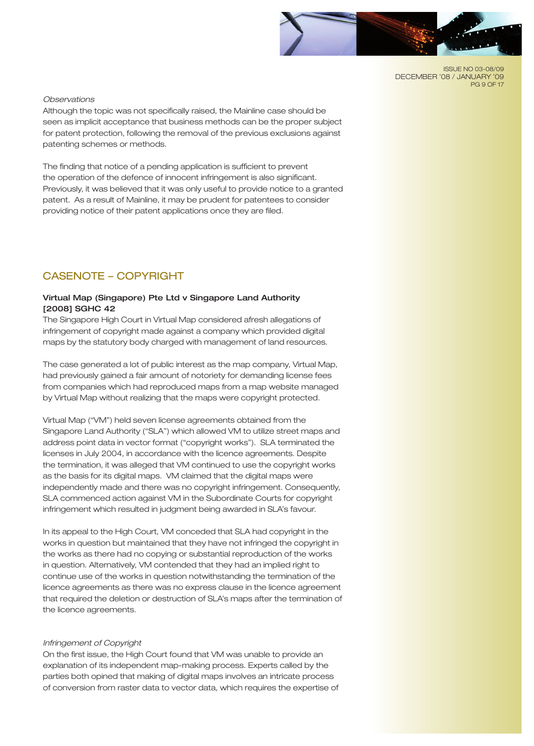*Observations*

Although the topic was not specifically raised, the Mainline case should be seen as implicit acceptance that business methods can be the proper subject for patent protection, following the removal of the previous exclusions against patenting schemes or methods.

The finding that notice of a pending application is sufficient to prevent the operation of the defence of innocent infringement is also significant. Previously, it was believed that it was only useful to provide notice to a granted patent. As a result of Mainline, it may be prudent for patentees to consider providing notice of their patent applications once they are filed.

## CASENOTE – COPYRIGHT

**Virtual Map (Singapore) Pte Ltd v Singapore Land Authority [2008] SGHC 42**

The Singapore High Court in Virtual Map considered afresh allegations of infringement of copyright made against a company which provided digital maps by the statutory body charged with management of land resources.

The case generated a lot of public interest as the map company, Virtual Map, had previously gained a fair amount of notoriety for demanding license fees from companies which had reproduced maps from a map website managed by Virtual Map without realizing that the maps were copyright protected.

Virtual Map ("VM") held seven license agreements obtained from the Singapore Land Authority ("SLA") which allowed VM to utilize street maps and address point data in vector format ("copyright works"). SLA terminated the licenses in July 2004, in accordance with the licence agreements. Despite the termination, it was alleged that VM continued to use the copyright works as the basis for its digital maps. VM claimed that the digital maps were independently made and there was no copyright infringement. Consequently, SLA commenced action against VM in the Subordinate Courts for copyright infringement which resulted in judgment being awarded in SLA's favour.

In its appeal to the High Court, VM conceded that SLA had copyright in the works in question but maintained that they have not infringed the copyright in the works as there had no copying or substantial reproduction of the works in question. Alternatively, VM contended that they had an implied right to continue use of the works in question notwithstanding the termination of the licence agreements as there was no express clause in the licence agreement that required the deletion or destruction of SLA's maps after the termination of the licence agreements.

*Infringement of Copyright*

On the first issue, the High Court found that VM was unable to provide an explanation of its independent map-making process. Experts called by the parties both opined that making of digital maps involves an intricate process of conversion from raster data to vector data, which requires the expertise of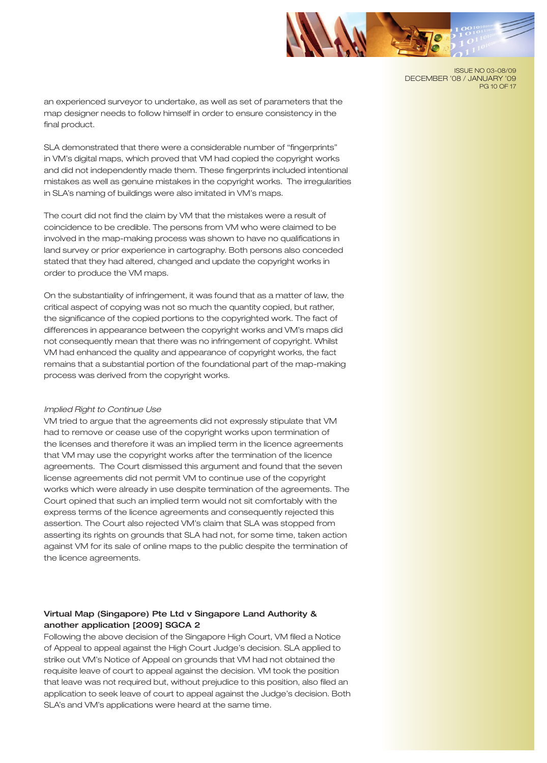an experienced surveyor to undertake, as well as set of parameters that the map designer needs to follow himself in order to ensure consistency in the final product.

SLA demonstrated that there were a considerable number of "fingerprints" in VM's digital maps, which proved that VM had copied the copyright works and did not independently made them. These fingerprints included intentional mistakes as well as genuine mistakes in the copyright works. The irregularities in SLA's naming of buildings were also imitated in VM's maps.

The court did not find the claim by VM that the mistakes were a result of coincidence to be credible. The persons from VM who were claimed to be involved in the map-making process was shown to have no qualifications in land survey or prior experience in cartography. Both persons also conceded stated that they had altered, changed and update the copyright works in order to produce the VM maps.

On the substantiality of infringement, it was found that as a matter of law, the critical aspect of copying was not so much the quantity copied, but rather, the significance of the copied portions to the copyrighted work. The fact of differences in appearance between the copyright works and VM's maps did not consequently mean that there was no infringement of copyright. Whilst VM had enhanced the quality and appearance of copyright works, the fact remains that a substantial portion of the foundational part of the map-making process was derived from the copyright works.

*Implied Right to Continue Use*

VM tried to argue that the agreements did not expressly stipulate that VM had to remove or cease use of the copyright works upon termination of the licenses and therefore it was an implied term in the licence agreements that VM may use the copyright works after the termination of the licence agreements. The Court dismissed this argument and found that the seven license agreements did not permit VM to continue use of the copyright works which were already in use despite termination of the agreements. The Court opined that such an implied term would not sit comfortably with the express terms of the licence agreements and consequently rejected this assertion. The Court also rejected VM's claim that SLA was stopped from asserting its rights on grounds that SLA had not, for some time, taken action against VM for its sale of online maps to the public despite the termination of the licence agreements.

**Virtual Map (Singapore) Pte Ltd v Singapore Land Authority & another application [2009] SGCA 2**

Following the above decision of the Singapore High Court, VM filed a Notice of Appeal to appeal against the High Court Judge's decision. SLA applied to strike out VM's Notice of Appeal on grounds that VM had not obtained the requisite leave of court to appeal against the decision. VM took the position that leave was not required but, without prejudice to this position, also filed an application to seek leave of court to appeal against the Judge's decision. Both SLA's and VM's applications were heard at the same time.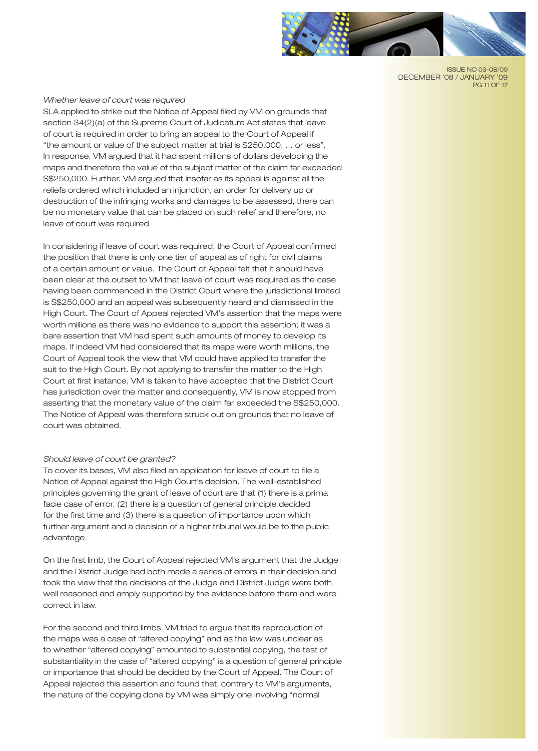*Whether leave of court was required*

SLA applied to strike out the Notice of Appeal filed by VM on grounds that section 34(2)(a) of the Supreme Court of Judicature Act states that leave of court is required in order to bring an appeal to the Court of Appeal if "the amount or value of the subject matter at trial is $250,000, … or less". In response, VM argued that it had spent millions of dollars developing the maps and therefore the value of the subject matter of the claim far exceeded S$250,000. Further, VM argued that insofar as its appeal is against all the reliefs ordered which included an injunction, an order for delivery up or destruction of the infringing works and damages to be assessed, there can be no monetary value that can be placed on such relief and therefore, no leave of court was required.

In considering if leave of court was required, the Court of Appeal confirmed the position that there is only one tier of appeal as of right for civil claims of a certain amount or value. The Court of Appeal felt that it should have been clear at the outset to VM that leave of court was required as the case having been commenced in the District Court where the jurisdictional limited is S$250,000 and an appeal was subsequently heard and dismissed in the High Court. The Court of Appeal rejected VM's assertion that the maps were worth millions as there was no evidence to support this assertion; it was a bare assertion that VM had spent such amounts of money to develop its maps. If indeed VM had considered that its maps were worth millions, the Court of Appeal took the view that VM could have applied to transfer the suit to the High Court. By not applying to transfer the matter to the High Court at first instance, VM is taken to have accepted that the District Court has jurisdiction over the matter and consequently, VM is now stopped from asserting that the monetary value of the claim far exceeded the S$250,000. The Notice of Appeal was therefore struck out on grounds that no leave of court was obtained.

*Should leave of court be granted?*

To cover its bases, VM also filed an application for leave of court to file a Notice of Appeal against the High Court's decision. The well-established principles governing the grant of leave of court are that (1) there is a prima facie case of error, (2) there is a question of general principle decided for the first time and (3) there is a question of importance upon which further argument and a decision of a higher tribunal would be to the public advantage.

On the first limb, the Court of Appeal rejected VM's argument that the Judge and the District Judge had both made a series of errors in their decision and took the view that the decisions of the Judge and District Judge were both well reasoned and amply supported by the evidence before them and were correct in law.

For the second and third limbs, VM tried to argue that its reproduction of the maps was a case of "altered copying" and as the law was unclear as to whether "altered copying" amounted to substantial copying, the test of substantiality in the case of "altered copying" is a question of general principle or importance that should be decided by the Court of Appeal. The Court of Appeal rejected this assertion and found that, contrary to VM's arguments, the nature of the copying done by VM was simply one involving "normal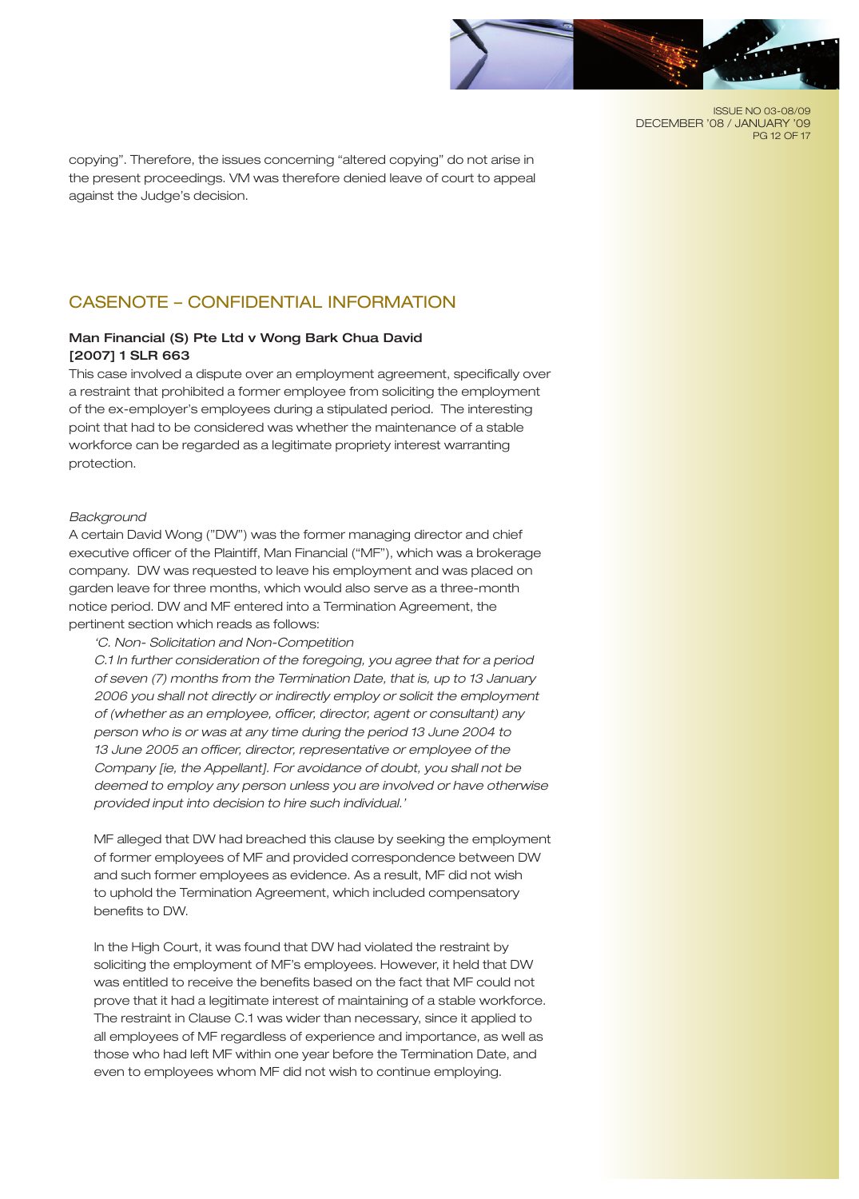copying". Therefore, the issues concerning "altered copying" do not arise in the present proceedings. VM was therefore denied leave of court to appeal against the Judge's decision.

## CASENOTE – CONFIDENTIAL INFORMATION

### Man Financial (S) Pte Ltd v Wong Bark Chua David [2007] 1 SLR 663

This case involved a dispute over an employment agreement, specifically over a restraint that prohibited a former employee from soliciting the employment of the ex-employer's employees during a stipulated period. The interesting point that had to be considered was whether the maintenance of a stable workforce can be regarded as a legitimate propriety interest warranting protection.

*Background*

A certain David Wong ("DW") was the former managing director and chief executive officer of the Plaintiff, Man Financial ("MF"), which was a brokerage company. DW was requested to leave his employment and was placed on garden leave for three months, which would also serve as a three-month notice period. DW and MF entered into a Termination Agreement, the pertinent section which reads as follows:

> *'C. Non- Solicitation and Non-Competition*
>
> *C.1 In further consideration of the foregoing, you agree that for a period of seven (7) months from the Termination Date, that is, up to 13 January 2006 you shall not directly or indirectly employ or solicit the employment of (whether as an employee, officer, director, agent or consultant) any person who is or was at any time during the period 13 June 2004 to 13 June 2005 an officer, director, representative or employee of the Company [ie, the Appellant]. For avoidance of doubt, you shall not be deemed to employ any person unless you are involved or have otherwise provided input into decision to hire such individual.'*

MF alleged that DW had breached this clause by seeking the employment of former employees of MF and provided correspondence between DW and such former employees as evidence. As a result, MF did not wish to uphold the Termination Agreement, which included compensatory benefits to DW.

In the High Court, it was found that DW had violated the restraint by soliciting the employment of MF's employees. However, it held that DW was entitled to receive the benefits based on the fact that MF could not prove that it had a legitimate interest of maintaining of a stable workforce. The restraint in Clause C.1 was wider than necessary, since it applied to all employees of MF regardless of experience and importance, as well as those who had left MF within one year before the Termination Date, and even to employees whom MF did not wish to continue employing.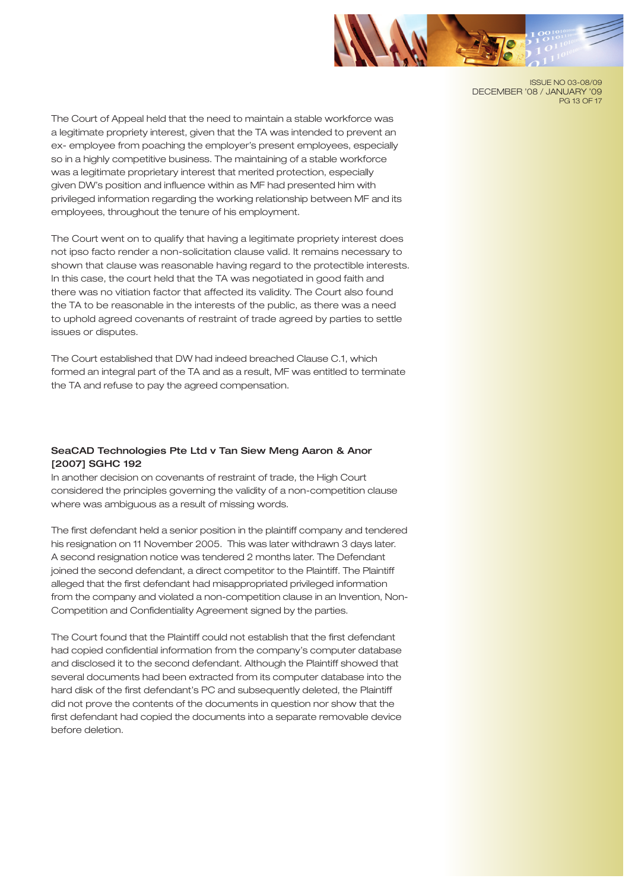The Court of Appeal held that the need to maintain a stable workforce was a legitimate propriety interest, given that the TA was intended to prevent an ex- employee from poaching the employer's present employees, especially so in a highly competitive business. The maintaining of a stable workforce was a legitimate proprietary interest that merited protection, especially given DW's position and influence within as MF had presented him with privileged information regarding the working relationship between MF and its employees, throughout the tenure of his employment.

The Court went on to qualify that having a legitimate propriety interest does not ipso facto render a non-solicitation clause valid. It remains necessary to shown that clause was reasonable having regard to the protectible interests. In this case, the court held that the TA was negotiated in good faith and there was no vitiation factor that affected its validity. The Court also found the TA to be reasonable in the interests of the public, as there was a need to uphold agreed covenants of restraint of trade agreed by parties to settle issues or disputes.

The Court established that DW had indeed breached Clause C.1, which formed an integral part of the TA and as a result, MF was entitled to terminate the TA and refuse to pay the agreed compensation.

**SeaCAD Technologies Pte Ltd v Tan Siew Meng Aaron & Anor [2007] SGHC 192**

In another decision on covenants of restraint of trade, the High Court considered the principles governing the validity of a non-competition clause where was ambiguous as a result of missing words.

The first defendant held a senior position in the plaintiff company and tendered his resignation on 11 November 2005. This was later withdrawn 3 days later. A second resignation notice was tendered 2 months later. The Defendant joined the second defendant, a direct competitor to the Plaintiff. The Plaintiff alleged that the first defendant had misappropriated privileged information from the company and violated a non-competition clause in an Invention, Non-Competition and Confidentiality Agreement signed by the parties.

The Court found that the Plaintiff could not establish that the first defendant had copied confidential information from the company's computer database and disclosed it to the second defendant. Although the Plaintiff showed that several documents had been extracted from its computer database into the hard disk of the first defendant's PC and subsequently deleted, the Plaintiff did not prove the contents of the documents in question nor show that the first defendant had copied the documents into a separate removable device before deletion.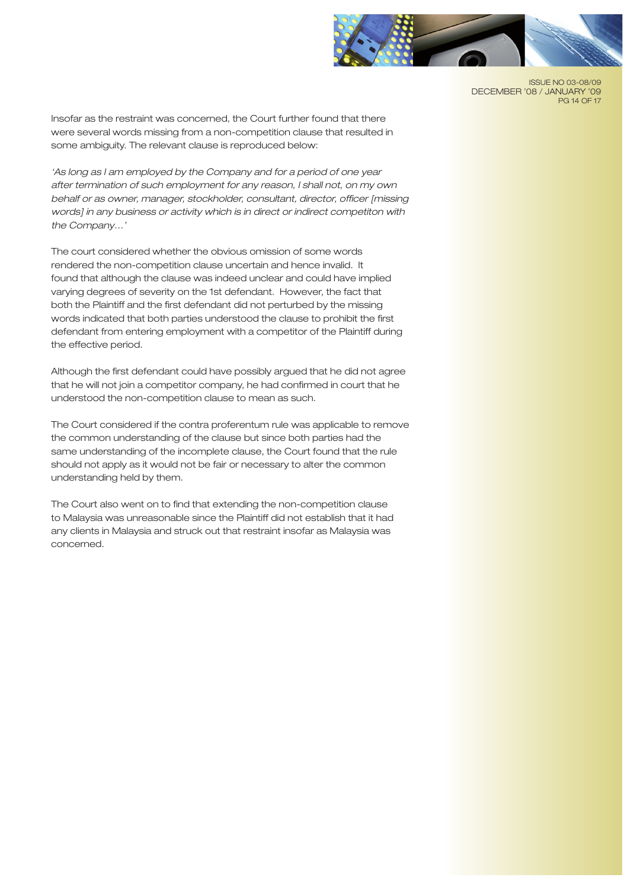Insofar as the restraint was concerned, the Court further found that there were several words missing from a non-competition clause that resulted in some ambiguity. The relevant clause is reproduced below:

*'As long as I am employed by the Company and for a period of one year after termination of such employment for any reason, I shall not, on my own behalf or as owner, manager, stockholder, consultant, director, officer [missing words] in any business or activity which is in direct or indirect competiton with the Company...'*

The court considered whether the obvious omission of some words rendered the non-competition clause uncertain and hence invalid. It found that although the clause was indeed unclear and could have implied varying degrees of severity on the 1st defendant. However, the fact that both the Plaintiff and the first defendant did not perturbed by the missing words indicated that both parties understood the clause to prohibit the first defendant from entering employment with a competitor of the Plaintiff during the effective period.

Although the first defendant could have possibly argued that he did not agree that he will not join a competitor company, he had confirmed in court that he understood the non-competition clause to mean as such.

The Court considered if the contra proferentum rule was applicable to remove the common understanding of the clause but since both parties had the same understanding of the incomplete clause, the Court found that the rule should not apply as it would not be fair or necessary to alter the common understanding held by them.

The Court also went on to find that extending the non-competition clause to Malaysia was unreasonable since the Plaintiff did not establish that it had any clients in Malaysia and struck out that restraint insofar as Malaysia was concerned.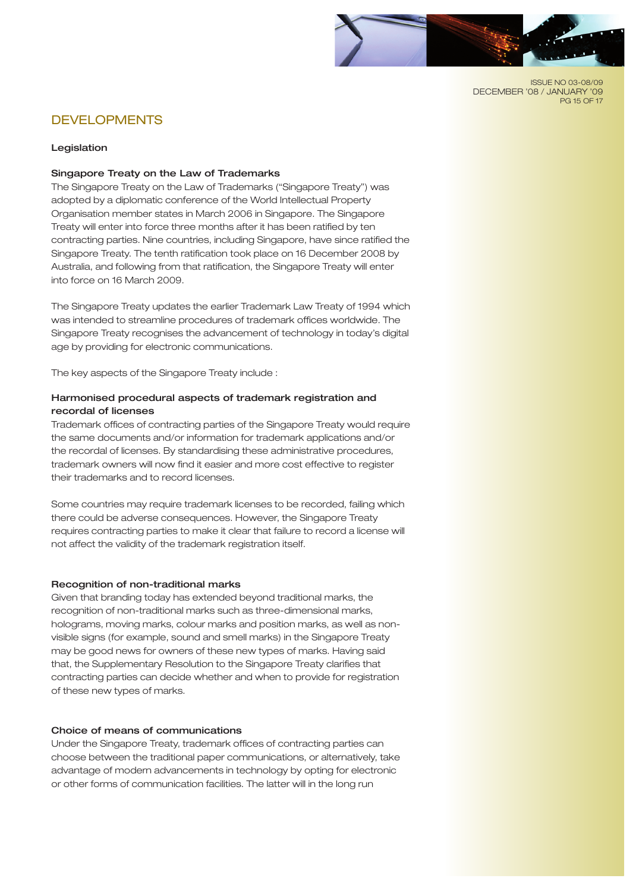# DEVELOPMENTS

## Legislation

### Singapore Treaty on the Law of Trademarks

The Singapore Treaty on the Law of Trademarks ("Singapore Treaty") was adopted by a diplomatic conference of the World Intellectual Property Organisation member states in March 2006 in Singapore. The Singapore Treaty will enter into force three months after it has been ratified by ten contracting parties. Nine countries, including Singapore, have since ratified the Singapore Treaty. The tenth ratification took place on 16 December 2008 by Australia, and following from that ratification, the Singapore Treaty will enter into force on 16 March 2009.

The Singapore Treaty updates the earlier Trademark Law Treaty of 1994 which was intended to streamline procedures of trademark offices worldwide. The Singapore Treaty recognises the advancement of technology in today's digital age by providing for electronic communications.

The key aspects of the Singapore Treaty include :

#### Harmonised procedural aspects of trademark registration and recordal of licenses

Trademark offices of contracting parties of the Singapore Treaty would require the same documents and/or information for trademark applications and/or the recordal of licenses. By standardising these administrative procedures, trademark owners will now find it easier and more cost effective to register their trademarks and to record licenses.

Some countries may require trademark licenses to be recorded, failing which there could be adverse consequences. However, the Singapore Treaty requires contracting parties to make it clear that failure to record a license will not affect the validity of the trademark registration itself.

#### Recognition of non-traditional marks

Given that branding today has extended beyond traditional marks, the recognition of non-traditional marks such as three-dimensional marks, holograms, moving marks, colour marks and position marks, as well as non-visible signs (for example, sound and smell marks) in the Singapore Treaty may be good news for owners of these new types of marks. Having said that, the Supplementary Resolution to the Singapore Treaty clarifies that contracting parties can decide whether and when to provide for registration of these new types of marks.

#### Choice of means of communications

Under the Singapore Treaty, trademark offices of contracting parties can choose between the traditional paper communications, or alternatively, take advantage of modern advancements in technology by opting for electronic or other forms of communication facilities. The latter will in the long run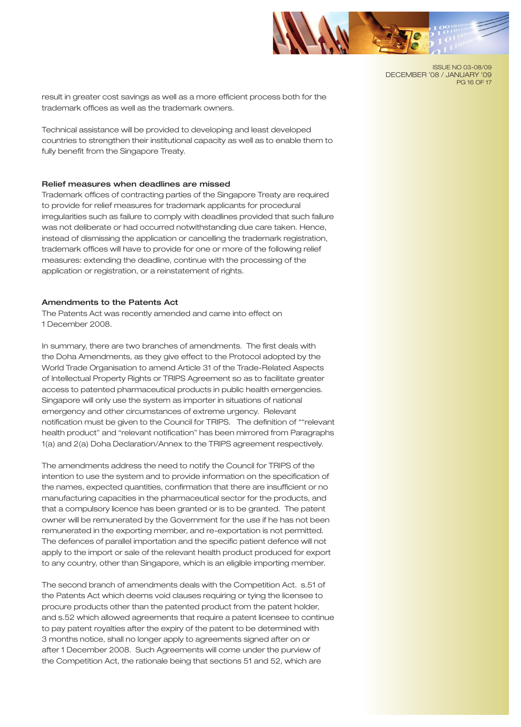result in greater cost savings as well as a more efficient process both for the trademark offices as well as the trademark owners.

Technical assistance will be provided to developing and least developed countries to strengthen their institutional capacity as well as to enable them to fully benefit from the Singapore Treaty.

### Relief measures when deadlines are missed

Trademark offices of contracting parties of the Singapore Treaty are required to provide for relief measures for trademark applicants for procedural irregularities such as failure to comply with deadlines provided that such failure was not deliberate or had occurred notwithstanding due care taken. Hence, instead of dismissing the application or cancelling the trademark registration, trademark offices will have to provide for one or more of the following relief measures: extending the deadline, continue with the processing of the application or registration, or a reinstatement of rights.

### Amendments to the Patents Act

The Patents Act was recently amended and came into effect on 1 December 2008.

In summary, there are two branches of amendments. The first deals with the Doha Amendments, as they give effect to the Protocol adopted by the World Trade Organisation to amend Article 31 of the Trade-Related Aspects of Intellectual Property Rights or TRIPS Agreement so as to facilitate greater access to patented pharmaceutical products in public health emergencies. Singapore will only use the system as importer in situations of national emergency and other circumstances of extreme urgency. Relevant notification must be given to the Council for TRIPS. The definition of ""relevant health product" and "relevant notification" has been mirrored from Paragraphs 1(a) and 2(a) Doha Declaration/Annex to the TRIPS agreement respectively.

The amendments address the need to notify the Council for TRIPS of the intention to use the system and to provide information on the specification of the names, expected quantities, confirmation that there are insufficient or no manufacturing capacities in the pharmaceutical sector for the products, and that a compulsory licence has been granted or is to be granted. The patent owner will be remunerated by the Government for the use if he has not been remunerated in the exporting member, and re-exportation is not permitted. The defences of parallel importation and the specific patient defence will not apply to the import or sale of the relevant health product produced for export to any country, other than Singapore, which is an eligible importing member.

The second branch of amendments deals with the Competition Act. s.51 of the Patents Act which deems void clauses requiring or tying the licensee to procure products other than the patented product from the patent holder, and s.52 which allowed agreements that require a patent licensee to continue to pay patent royalties after the expiry of the patent to be determined with 3 months notice, shall no longer apply to agreements signed after on or after 1 December 2008. Such Agreements will come under the purview of the Competition Act, the rationale being that sections 51 and 52, which are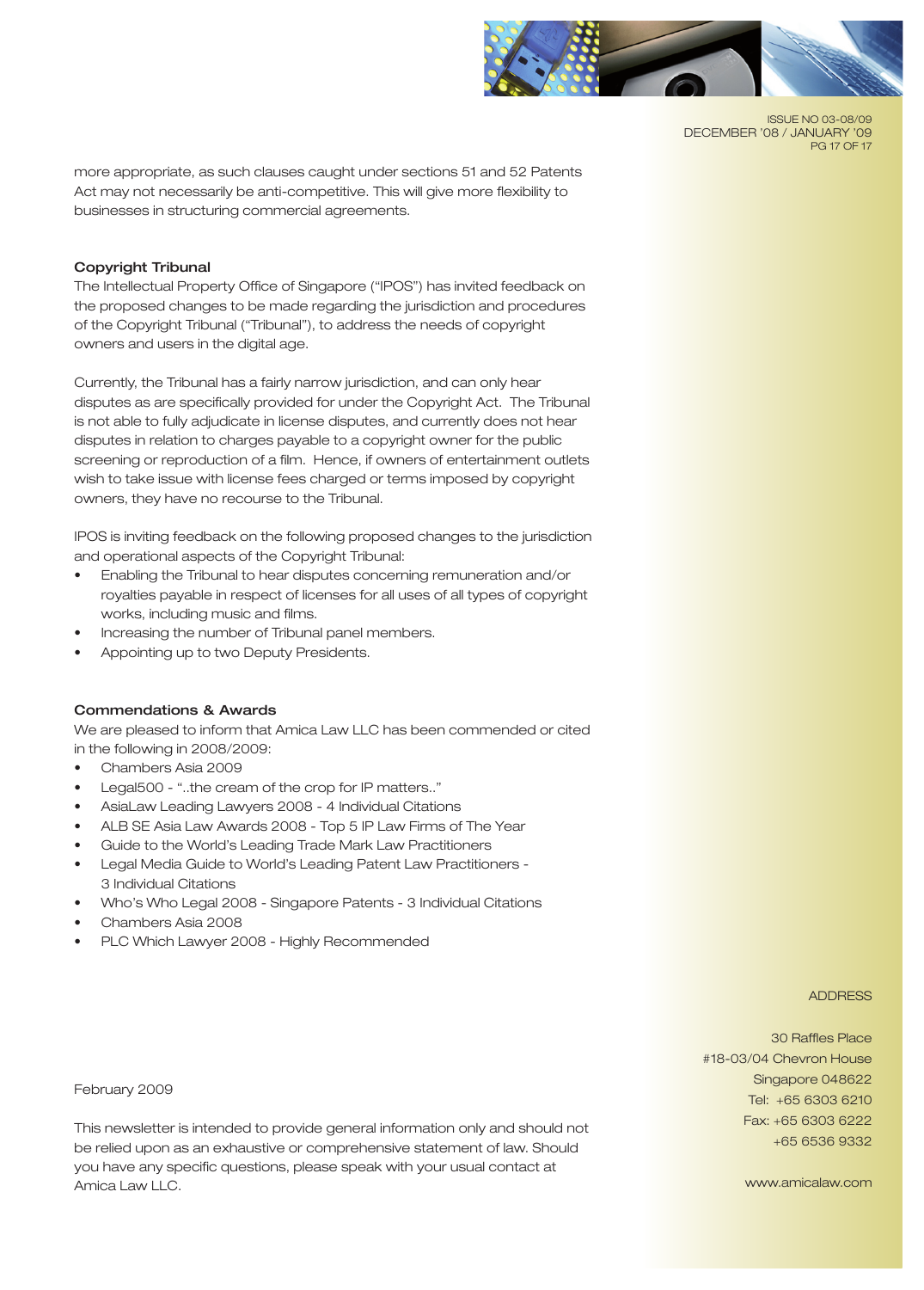more appropriate, as such clauses caught under sections 51 and 52 Patents Act may not necessarily be anti-competitive. This will give more flexibility to businesses in structuring commercial agreements.

### Copyright Tribunal

The Intellectual Property Office of Singapore ("IPOS") has invited feedback on the proposed changes to be made regarding the jurisdiction and procedures of the Copyright Tribunal ("Tribunal"), to address the needs of copyright owners and users in the digital age.

Currently, the Tribunal has a fairly narrow jurisdiction, and can only hear disputes as are specifically provided for under the Copyright Act. The Tribunal is not able to fully adjudicate in license disputes, and currently does not hear disputes in relation to charges payable to a copyright owner for the public screening or reproduction of a film. Hence, if owners of entertainment outlets wish to take issue with license fees charged or terms imposed by copyright owners, they have no recourse to the Tribunal.

IPOS is inviting feedback on the following proposed changes to the jurisdiction and operational aspects of the Copyright Tribunal:

- Enabling the Tribunal to hear disputes concerning remuneration and/or royalties payable in respect of licenses for all uses of all types of copyright works, including music and films.
- Increasing the number of Tribunal panel members.
- Appointing up to two Deputy Presidents.

### Commendations & Awards

We are pleased to inform that Amica Law LLC has been commended or cited in the following in 2008/2009:

- Chambers Asia 2009
- Legal500 - "..the cream of the crop for IP matters.."
- AsiaLaw Leading Lawyers 2008 - 4 Individual Citations
- ALB SE Asia Law Awards 2008 - Top 5 IP Law Firms of The Year
- Guide to the World's Leading Trade Mark Law Practitioners
- Legal Media Guide to World's Leading Patent Law Practitioners - 3 Individual Citations
- Who's Who Legal 2008 - Singapore Patents - 3 Individual Citations
- Chambers Asia 2008
- PLC Which Lawyer 2008 - Highly Recommended

February 2009

This newsletter is intended to provide general information only and should not be relied upon as an exhaustive or comprehensive statement of law. Should you have any specific questions, please speak with your usual contact at Amica Law LLC.

ADDRESS

30 Raffles Place
#18-03/04 Chevron House
Singapore 048622
Tel: +65 6303 6210
Fax: +65 6303 6222
+65 6536 9332

www.amicalaw.com